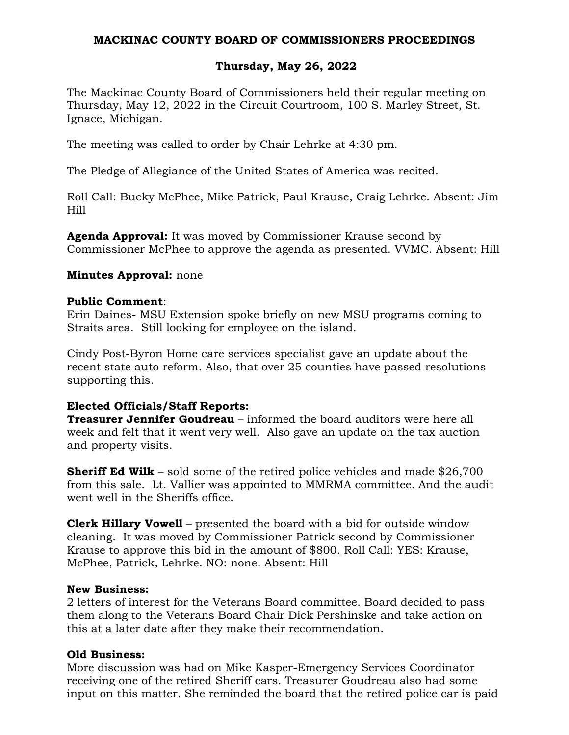**MACKINAC COUNTY BOARD OF COMMISSIONERS PROCEEDINGS**

**Thursday, May 26, 2022**

The Mackinac County Board of Commissioners held their regular meeting on Thursday, May 12, 2022 in the Circuit Courtroom, 100 S. Marley Street, St. Ignace, Michigan.

The meeting was called to order by Chair Lehrke at 4:30 pm.

The Pledge of Allegiance of the United States of America was recited.

Roll Call: Bucky McPhee, Mike Patrick, Paul Krause, Craig Lehrke. Absent: Jim Hill

**Agenda Approval:** It was moved by Commissioner Krause second by Commissioner McPhee to approve the agenda as presented. VVMC. Absent: Hill

**Minutes Approval:** none

**Public Comment**:
Erin Daines- MSU Extension spoke briefly on new MSU programs coming to Straits area. Still looking for employee on the island.

Cindy Post-Byron Home care services specialist gave an update about the recent state auto reform. Also, that over 25 counties have passed resolutions supporting this.

**Elected Officials/Staff Reports:**
**Treasurer Jennifer Goudreau** – informed the board auditors were here all week and felt that it went very well. Also gave an update on the tax auction and property visits.

**Sheriff Ed Wilk** – sold some of the retired police vehicles and made $26,700 from this sale. Lt. Vallier was appointed to MMRMA committee. And the audit went well in the Sheriffs office.

**Clerk Hillary Vowell** – presented the board with a bid for outside window cleaning. It was moved by Commissioner Patrick second by Commissioner Krause to approve this bid in the amount of $800. Roll Call: YES: Krause, McPhee, Patrick, Lehrke. NO: none. Absent: Hill

**New Business:**
2 letters of interest for the Veterans Board committee. Board decided to pass them along to the Veterans Board Chair Dick Pershinske and take action on this at a later date after they make their recommendation.

**Old Business:**
More discussion was had on Mike Kasper-Emergency Services Coordinator receiving one of the retired Sheriff cars. Treasurer Goudreau also had some input on this matter. She reminded the board that the retired police car is paid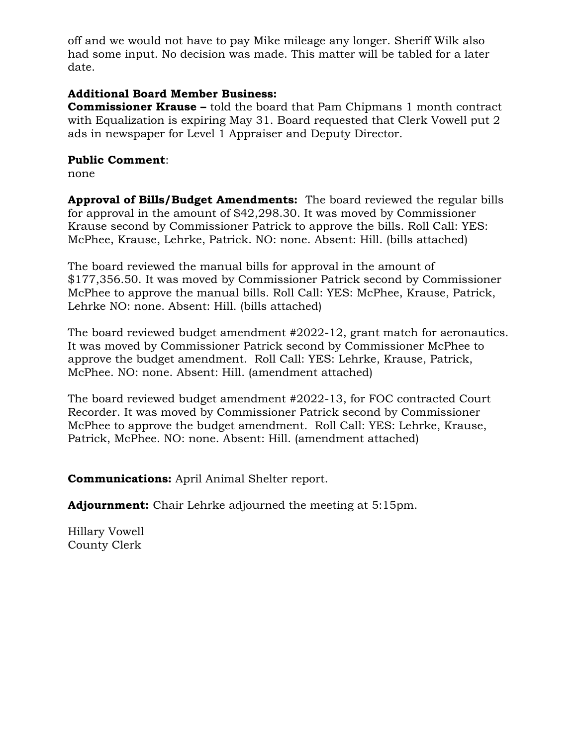off and we would not have to pay Mike mileage any longer. Sheriff Wilk also had some input. No decision was made. This matter will be tabled for a later date.

**Additional Board Member Business:**
**Commissioner Krause –** told the board that Pam Chipmans 1 month contract with Equalization is expiring May 31. Board requested that Clerk Vowell put 2 ads in newspaper for Level 1 Appraiser and Deputy Director.

**Public Comment**:
none

**Approval of Bills/Budget Amendments:** The board reviewed the regular bills for approval in the amount of $42,298.30. It was moved by Commissioner Krause second by Commissioner Patrick to approve the bills. Roll Call: YES: McPhee, Krause, Lehrke, Patrick. NO: none. Absent: Hill. (bills attached)

The board reviewed the manual bills for approval in the amount of $177,356.50. It was moved by Commissioner Patrick second by Commissioner McPhee to approve the manual bills. Roll Call: YES: McPhee, Krause, Patrick, Lehrke NO: none. Absent: Hill. (bills attached)

The board reviewed budget amendment #2022-12, grant match for aeronautics. It was moved by Commissioner Patrick second by Commissioner McPhee to approve the budget amendment. Roll Call: YES: Lehrke, Krause, Patrick, McPhee. NO: none. Absent: Hill. (amendment attached)

The board reviewed budget amendment #2022-13, for FOC contracted Court Recorder. It was moved by Commissioner Patrick second by Commissioner McPhee to approve the budget amendment. Roll Call: YES: Lehrke, Krause, Patrick, McPhee. NO: none. Absent: Hill. (amendment attached)

**Communications:** April Animal Shelter report.

**Adjournment:** Chair Lehrke adjourned the meeting at 5:15pm.

Hillary Vowell
County Clerk